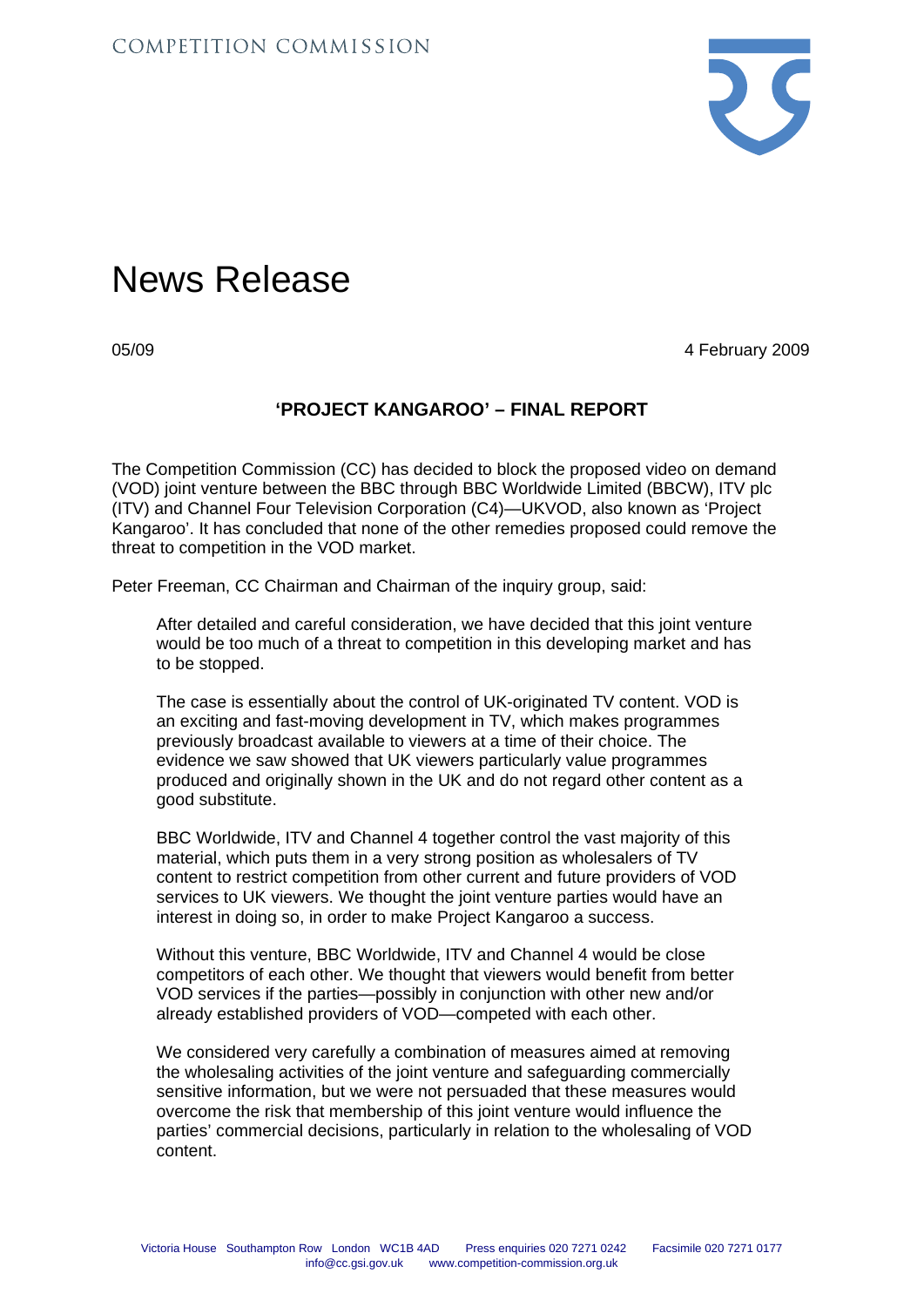COMPETITION COMMISSION

# News Release

05/09 4 February 2009

## 'PROJECT KANGAROO' – FINAL REPORT

The Competition Commission (CC) has decided to block the proposed video on demand (VOD) joint venture between the BBC through BBC Worldwide Limited (BBCW), ITV plc (ITV) and Channel Four Television Corporation (C4)—UKVOD, also known as 'Project Kangaroo'. It has concluded that none of the other remedies proposed could remove the threat to competition in the VOD market.

Peter Freeman, CC Chairman and Chairman of the inquiry group, said:

> After detailed and careful consideration, we have decided that this joint venture would be too much of a threat to competition in this developing market and has to be stopped.
>
> The case is essentially about the control of UK-originated TV content. VOD is an exciting and fast-moving development in TV, which makes programmes previously broadcast available to viewers at a time of their choice. The evidence we saw showed that UK viewers particularly value programmes produced and originally shown in the UK and do not regard other content as a good substitute.
>
> BBC Worldwide, ITV and Channel 4 together control the vast majority of this material, which puts them in a very strong position as wholesalers of TV content to restrict competition from other current and future providers of VOD services to UK viewers. We thought the joint venture parties would have an interest in doing so, in order to make Project Kangaroo a success.
>
> Without this venture, BBC Worldwide, ITV and Channel 4 would be close competitors of each other. We thought that viewers would benefit from better VOD services if the parties—possibly in conjunction with other new and/or already established providers of VOD—competed with each other.
>
> We considered very carefully a combination of measures aimed at removing the wholesaling activities of the joint venture and safeguarding commercially sensitive information, but we were not persuaded that these measures would overcome the risk that membership of this joint venture would influence the parties' commercial decisions, particularly in relation to the wholesaling of VOD content.

Victoria House Southampton Row London WC1B 4AD Press enquiries 020 7271 0242 Facsimile 020 7271 0177
info@cc.gsi.gov.uk www.competition-commission.org.uk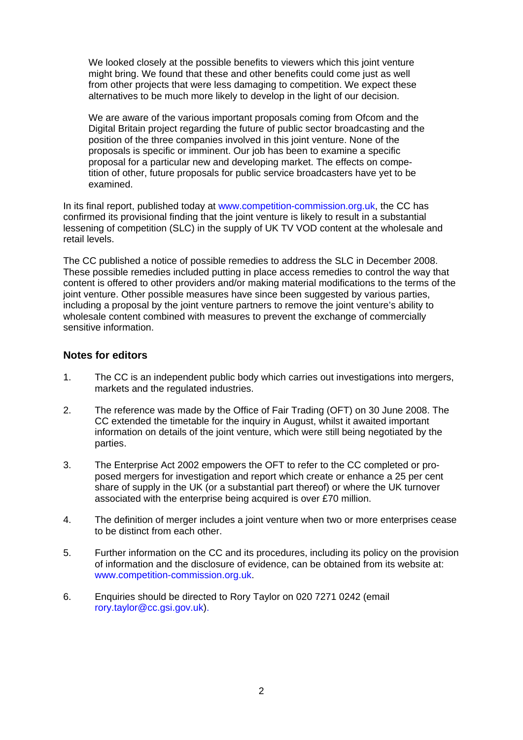We looked closely at the possible benefits to viewers which this joint venture might bring. We found that these and other benefits could come just as well from other projects that were less damaging to competition. We expect these alternatives to be much more likely to develop in the light of our decision.

We are aware of the various important proposals coming from Ofcom and the Digital Britain project regarding the future of public sector broadcasting and the position of the three companies involved in this joint venture. None of the proposals is specific or imminent. Our job has been to examine a specific proposal for a particular new and developing market. The effects on competition of other, future proposals for public service broadcasters have yet to be examined.

In its final report, published today at www.competition-commission.org.uk, the CC has confirmed its provisional finding that the joint venture is likely to result in a substantial lessening of competition (SLC) in the supply of UK TV VOD content at the wholesale and retail levels.

The CC published a notice of possible remedies to address the SLC in December 2008. These possible remedies included putting in place access remedies to control the way that content is offered to other providers and/or making material modifications to the terms of the joint venture. Other possible measures have since been suggested by various parties, including a proposal by the joint venture partners to remove the joint venture's ability to wholesale content combined with measures to prevent the exchange of commercially sensitive information.

## Notes for editors

1. The CC is an independent public body which carries out investigations into mergers, markets and the regulated industries.

2. The reference was made by the Office of Fair Trading (OFT) on 30 June 2008. The CC extended the timetable for the inquiry in August, whilst it awaited important information on details of the joint venture, which were still being negotiated by the parties.

3. The Enterprise Act 2002 empowers the OFT to refer to the CC completed or proposed mergers for investigation and report which create or enhance a 25 per cent share of supply in the UK (or a substantial part thereof) or where the UK turnover associated with the enterprise being acquired is over £70 million.

4. The definition of merger includes a joint venture when two or more enterprises cease to be distinct from each other.

5. Further information on the CC and its procedures, including its policy on the provision of information and the disclosure of evidence, can be obtained from its website at: www.competition-commission.org.uk.

6. Enquiries should be directed to Rory Taylor on 020 7271 0242 (email rory.taylor@cc.gsi.gov.uk).